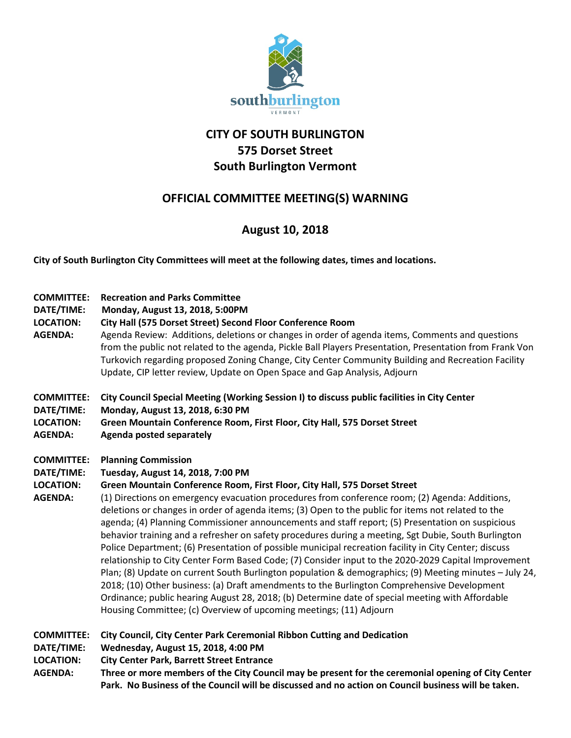# CITY OF SOUTH BURLINGTON
# 575 Dorset Street
# South Burlington Vermont

## OFFICIAL COMMITTEE MEETING(S) WARNING

## August 10, 2018

**City of South Burlington City Committees will meet at the following dates, times and locations.**

**COMMITTEE:** **Recreation and Parks Committee**
**DATE/TIME:** **Monday, August 13, 2018, 5:00PM**
**LOCATION:** **City Hall (575 Dorset Street) Second Floor Conference Room**
**AGENDA:** Agenda Review: Additions, deletions or changes in order of agenda items, Comments and questions from the public not related to the agenda, Pickle Ball Players Presentation, Presentation from Frank Von Turkovich regarding proposed Zoning Change, City Center Community Building and Recreation Facility Update, CIP letter review, Update on Open Space and Gap Analysis, Adjourn

**COMMITTEE:** **City Council Special Meeting (Working Session I) to discuss public facilities in City Center**
**DATE/TIME:** **Monday, August 13, 2018, 6:30 PM**
**LOCATION:** **Green Mountain Conference Room, First Floor, City Hall, 575 Dorset Street**
**AGENDA:** **Agenda posted separately**

**COMMITTEE:** **Planning Commission**
**DATE/TIME:** **Tuesday, August 14, 2018, 7:00 PM**
**LOCATION:** **Green Mountain Conference Room, First Floor, City Hall, 575 Dorset Street**
**AGENDA:** (1) Directions on emergency evacuation procedures from conference room; (2) Agenda: Additions, deletions or changes in order of agenda items; (3) Open to the public for items not related to the agenda; (4) Planning Commissioner announcements and staff report; (5) Presentation on suspicious behavior training and a refresher on safety procedures during a meeting, Sgt Dubie, South Burlington Police Department; (6) Presentation of possible municipal recreation facility in City Center; discuss relationship to City Center Form Based Code; (7) Consider input to the 2020-2029 Capital Improvement Plan; (8) Update on current South Burlington population & demographics; (9) Meeting minutes – July 24, 2018; (10) Other business: (a) Draft amendments to the Burlington Comprehensive Development Ordinance; public hearing August 28, 2018; (b) Determine date of special meeting with Affordable Housing Committee; (c) Overview of upcoming meetings; (11) Adjourn

**COMMITTEE:** **City Council, City Center Park Ceremonial Ribbon Cutting and Dedication**
**DATE/TIME:** **Wednesday, August 15, 2018, 4:00 PM**
**LOCATION:** **City Center Park, Barrett Street Entrance**
**AGENDA:** **Three or more members of the City Council may be present for the ceremonial opening of City Center Park. No Business of the Council will be discussed and no action on Council business will be taken.**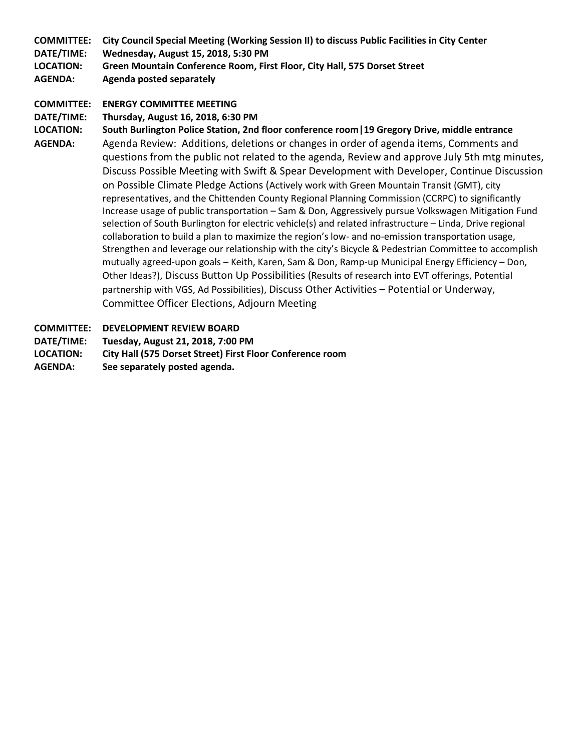**COMMITTEE:** **City Council Special Meeting (Working Session II) to discuss Public Facilities in City Center**
**DATE/TIME:** **Wednesday, August 15, 2018, 5:30 PM**
**LOCATION:** **Green Mountain Conference Room, First Floor, City Hall, 575 Dorset Street**
**AGENDA:** **Agenda posted separately**

**COMMITTEE:** **ENERGY COMMITTEE MEETING**
**DATE/TIME:** **Thursday, August 16, 2018, 6:30 PM**
**LOCATION:** **South Burlington Police Station, 2nd floor conference room|19 Gregory Drive, middle entrance**
**AGENDA:** Agenda Review: Additions, deletions or changes in order of agenda items, Comments and questions from the public not related to the agenda, Review and approve July 5th mtg minutes, Discuss Possible Meeting with Swift & Spear Development with Developer, Continue Discussion on Possible Climate Pledge Actions (Actively work with Green Mountain Transit (GMT), city representatives, and the Chittenden County Regional Planning Commission (CCRPC) to significantly Increase usage of public transportation – Sam & Don, Aggressively pursue Volkswagen Mitigation Fund selection of South Burlington for electric vehicle(s) and related infrastructure – Linda, Drive regional collaboration to build a plan to maximize the region's low- and no-emission transportation usage, Strengthen and leverage our relationship with the city's Bicycle & Pedestrian Committee to accomplish mutually agreed-upon goals – Keith, Karen, Sam & Don, Ramp-up Municipal Energy Efficiency – Don, Other Ideas?), Discuss Button Up Possibilities (Results of research into EVT offerings, Potential partnership with VGS, Ad Possibilities), Discuss Other Activities – Potential or Underway, Committee Officer Elections, Adjourn Meeting

**COMMITTEE:** **DEVELOPMENT REVIEW BOARD**
**DATE/TIME:** **Tuesday, August 21, 2018, 7:00 PM**
**LOCATION:** **City Hall (575 Dorset Street) First Floor Conference room**
**AGENDA:** **See separately posted agenda.**